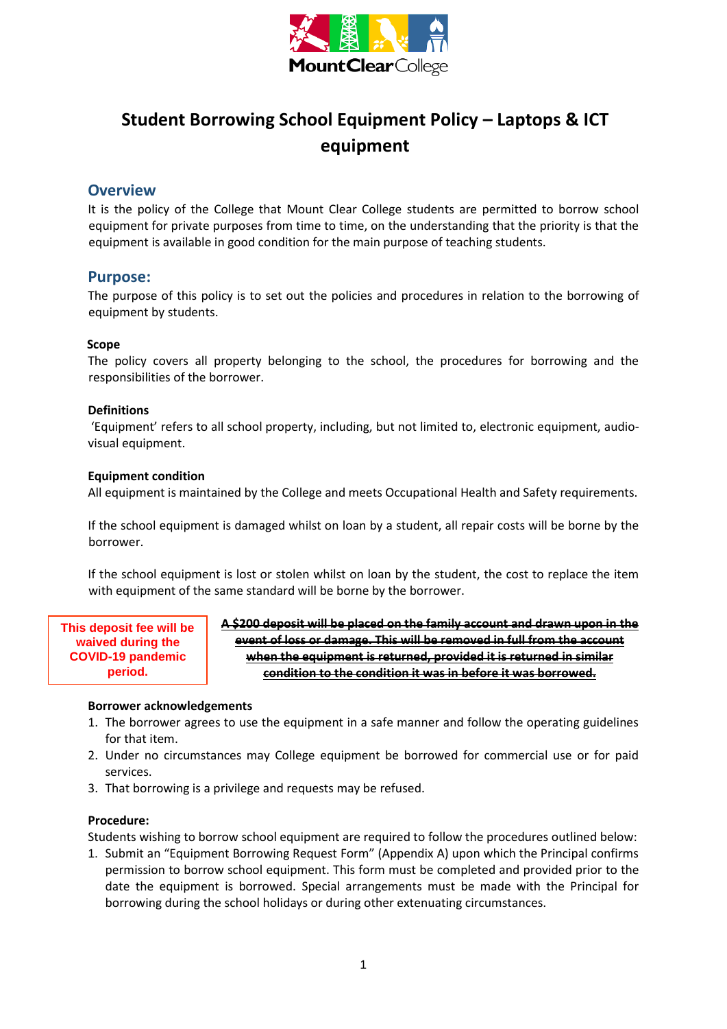# Student Borrowing School Equipment Policy – Laptops & ICT equipment

## Overview

It is the policy of the College that Mount Clear College students are permitted to borrow school equipment for private purposes from time to time, on the understanding that the priority is that the equipment is available in good condition for the main purpose of teaching students.

## Purpose:

The purpose of this policy is to set out the policies and procedures in relation to the borrowing of equipment by students.

**Scope**

The policy covers all property belonging to the school, the procedures for borrowing and the responsibilities of the borrower.

**Definitions**

'Equipment' refers to all school property, including, but not limited to, electronic equipment, audio-visual equipment.

**Equipment condition**

All equipment is maintained by the College and meets Occupational Health and Safety requirements.

If the school equipment is damaged whilst on loan by a student, all repair costs will be borne by the borrower.

If the school equipment is lost or stolen whilst on loan by the student, the cost to replace the item with equipment of the same standard will be borne by the borrower.

**This deposit fee will be waived during the COVID-19 pandemic period.**

~~**A $200 deposit will be placed on the family account and drawn upon in the event of loss or damage. This will be removed in full from the account when the equipment is returned, provided it is returned in similar condition to the condition it was in before it was borrowed.**~~

**Borrower acknowledgements**

1. The borrower agrees to use the equipment in a safe manner and follow the operating guidelines for that item.
2. Under no circumstances may College equipment be borrowed for commercial use or for paid services.
3. That borrowing is a privilege and requests may be refused.

**Procedure:**

Students wishing to borrow school equipment are required to follow the procedures outlined below:

1. Submit an "Equipment Borrowing Request Form" (Appendix A) upon which the Principal confirms permission to borrow school equipment. This form must be completed and provided prior to the date the equipment is borrowed. Special arrangements must be made with the Principal for borrowing during the school holidays or during other extenuating circumstances.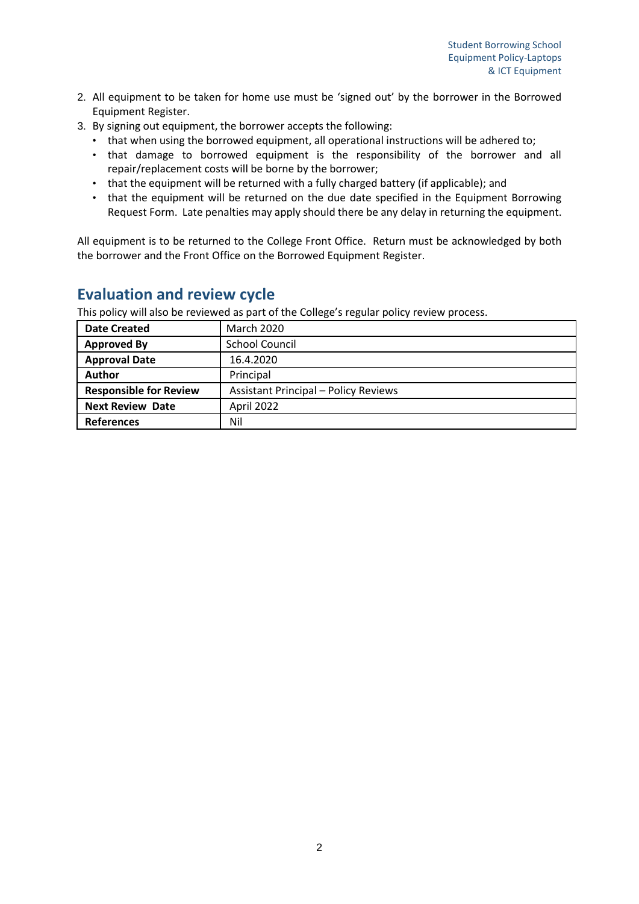2. All equipment to be taken for home use must be 'signed out' by the borrower in the Borrowed Equipment Register.
3. By signing out equipment, the borrower accepts the following:
   - that when using the borrowed equipment, all operational instructions will be adhered to;
   - that damage to borrowed equipment is the responsibility of the borrower and all repair/replacement costs will be borne by the borrower;
   - that the equipment will be returned with a fully charged battery (if applicable); and
   - that the equipment will be returned on the due date specified in the Equipment Borrowing Request Form. Late penalties may apply should there be any delay in returning the equipment.

All equipment is to be returned to the College Front Office. Return must be acknowledged by both the borrower and the Front Office on the Borrowed Equipment Register.

## Evaluation and review cycle

This policy will also be reviewed as part of the College's regular policy review process.

| | |
|---|---|
| **Date Created** | March 2020 |
| **Approved By** | School Council |
| **Approval Date** | 16.4.2020 |
| **Author** | Principal |
| **Responsible for Review** | Assistant Principal – Policy Reviews |
| **Next Review Date** | April 2022 |
| **References** | Nil |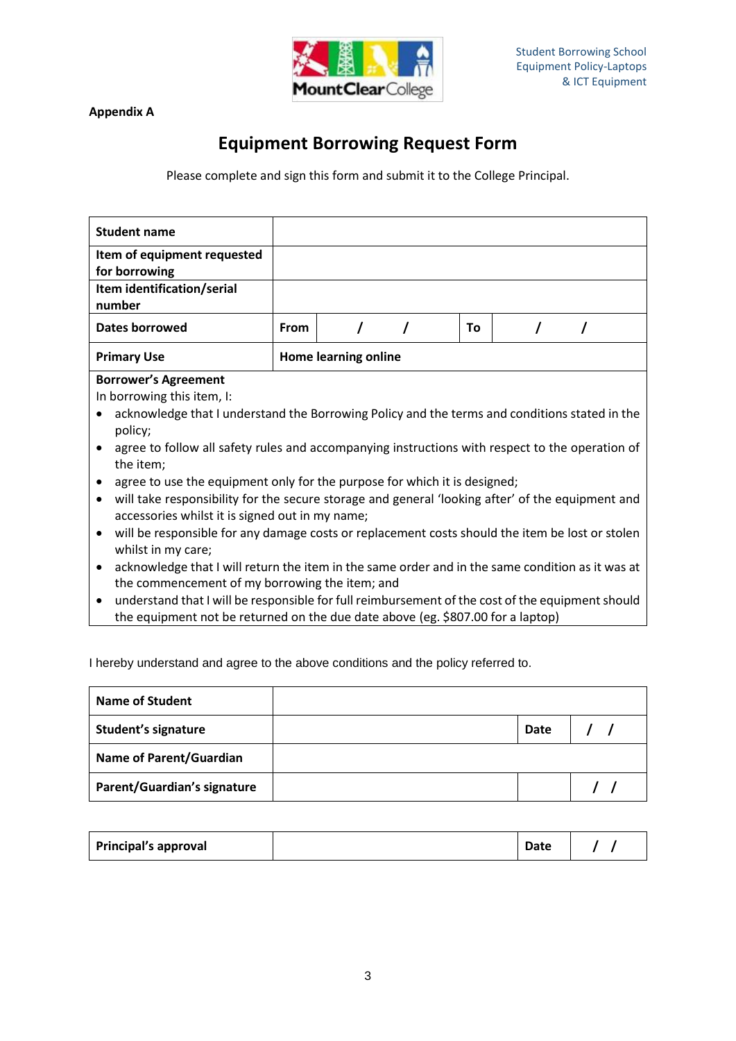**Appendix A**

# Equipment Borrowing Request Form

Please complete and sign this form and submit it to the College Principal.

| | | | | |
|---|---|---|---|---|
| **Student name** | | | | |
| **Item of equipment requested for borrowing** | | | | |
| **Item identification/serial number** | | | | |
| **Dates borrowed** | **From** | / / | **To** | / / |
| **Primary Use** | **Home learning online** | | | |

**Borrower's Agreement**

In borrowing this item, I:

- acknowledge that I understand the Borrowing Policy and the terms and conditions stated in the policy;
- agree to follow all safety rules and accompanying instructions with respect to the operation of the item;
- agree to use the equipment only for the purpose for which it is designed;
- will take responsibility for the secure storage and general 'looking after' of the equipment and accessories whilst it is signed out in my name;
- will be responsible for any damage costs or replacement costs should the item be lost or stolen whilst in my care;
- acknowledge that I will return the item in the same order and in the same condition as it was at the commencement of my borrowing the item; and
- understand that I will be responsible for full reimbursement of the cost of the equipment should the equipment not be returned on the due date above (eg. $807.00 for a laptop)

I hereby understand and agree to the above conditions and the policy referred to.

| | | | |
|---|---|---|---|
| **Name of Student** | | | |
| **Student's signature** | | **Date** | / / |
| **Name of Parent/Guardian** | | | |
| **Parent/Guardian's signature** | | | / / |

| | | | |
|---|---|---|---|
| **Principal's approval** | | **Date** | / / |